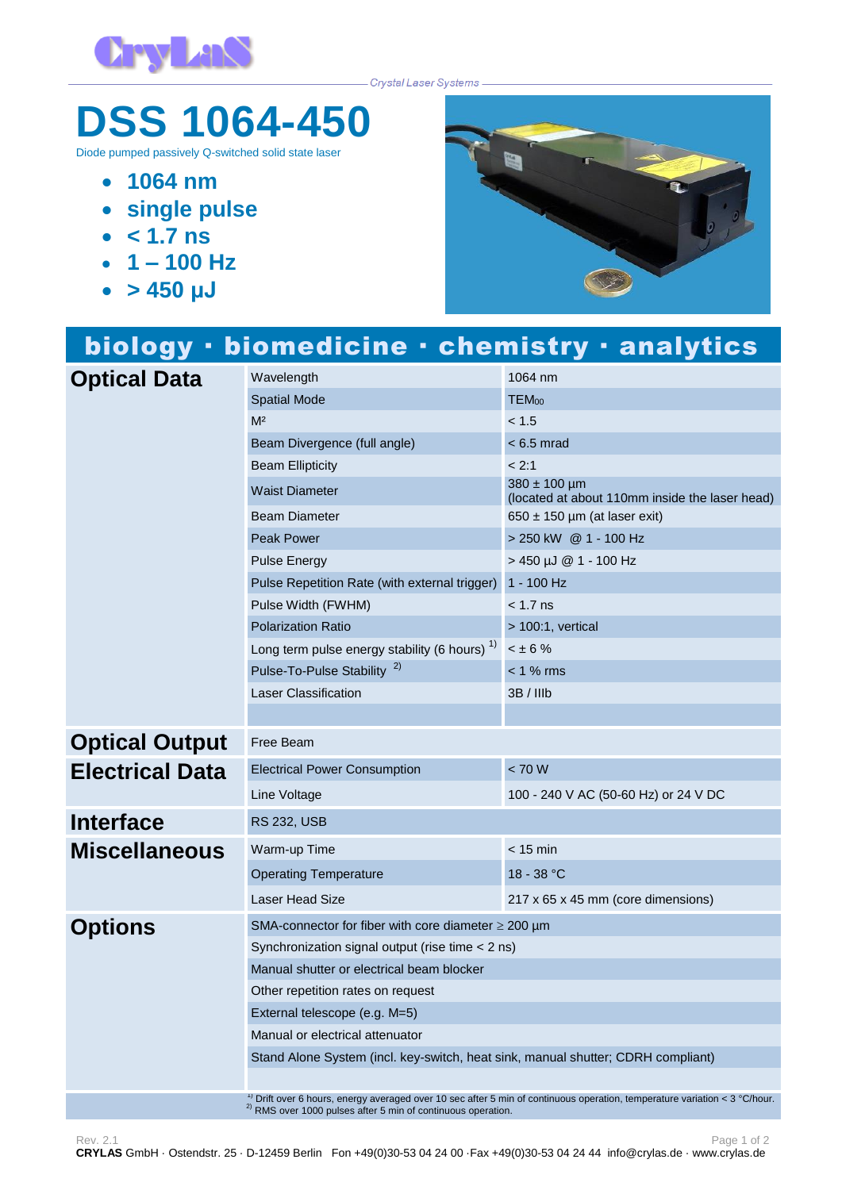CryLaS

Crystal Laser Systems

# DSS 1064-450

Diode pumped passively Q-switched solid state laser

- **1064 nm**
- **single pulse**
- **< 1.7 ns**
- **1 – 100 Hz**
- **> 450 µJ**

## biology · biomedicine · chemistry · analytics

| | | |
|---|---|---|
| **Optical Data** | Wavelength | 1064 nm |
| | Spatial Mode | $TEM_{00}$ |
| | $M^2$ | < 1.5 |
| | Beam Divergence (full angle) | < 6.5 mrad |
| | Beam Ellipticity | < 2:1 |
| | Waist Diameter | 380 ± 100 µm (located at about 110mm inside the laser head) |
| | Beam Diameter | 650 ± 150 µm (at laser exit) |
| | Peak Power | > 250 kW @ 1 - 100 Hz |
| | Pulse Energy | > 450 µJ @ 1 - 100 Hz |
| | Pulse Repetition Rate (with external trigger) | 1 - 100 Hz |
| | Pulse Width (FWHM) | < 1.7 ns |
| | Polarization Ratio | > 100:1, vertical |
| | Long term pulse energy stability (6 hours) [1] | < ± 6 % |
| | Pulse-To-Pulse Stability [2] | < 1 % rms |
| | Laser Classification | 3B / IIIb |
| **Optical Output** | Free Beam | |
| **Electrical Data** | Electrical Power Consumption | < 70 W |
| | Line Voltage | 100 - 240 V AC (50-60 Hz) or 24 V DC |
| **Interface** | RS 232, USB | |
| **Miscellaneous** | Warm-up Time | < 15 min |
| | Operating Temperature | 18 - 38 °C |
| | Laser Head Size | 217 x 65 x 45 mm (core dimensions) |
| **Options** | SMA-connector for fiber with core diameter ≥ 200 µm | |
| | Synchronization signal output (rise time < 2 ns) | |
| | Manual shutter or electrical beam blocker | |
| | Other repetition rates on request | |
| | External telescope (e.g. M=5) | |
| | Manual or electrical attenuator | |
| | Stand Alone System (incl. key-switch, heat sink, manual shutter; CDRH compliant) | |

[1] Drift over 6 hours, energy averaged over 10 sec after 5 min of continuous operation, temperature variation < 3 °C/hour.
[2] RMS over 1000 pulses after 5 min of continuous operation.

Rev. 2.1

**CRYLAS** GmbH · Ostendstr. 25 · D-12459 Berlin Fon +49(0)30-53 04 24 00 ·Fax +49(0)30-53 04 24 44 info@crylas.de · www.crylas.de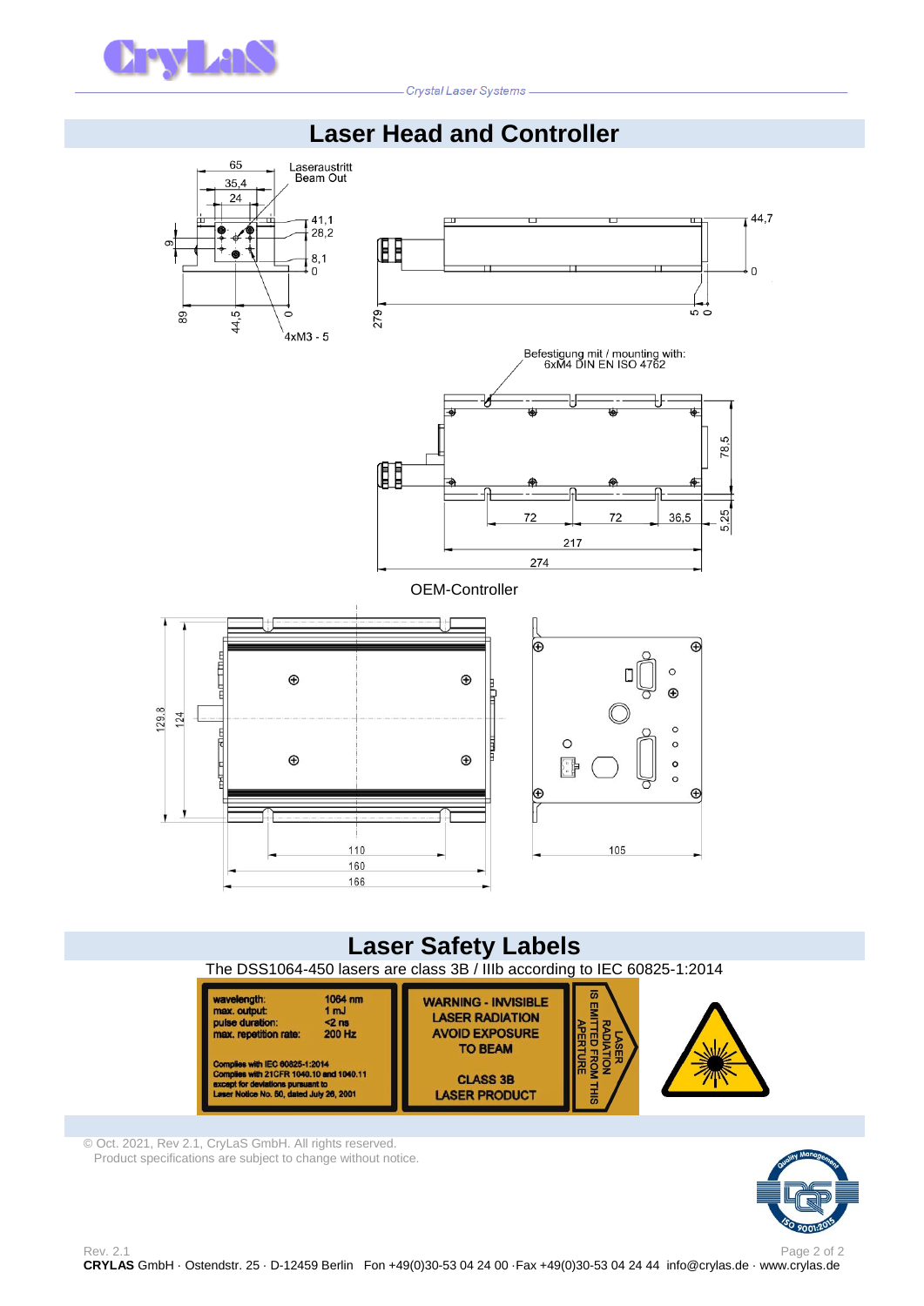# Laser Head and Controller

65
35,4
24
Laseraustritt
Beam Out
41,1
28,2
8,1
0
9
89
44,5
0
4xM3 - 5
279
44,7
0
5
0

Befestigung mit / mounting with:
6xM4 DIN EN ISO 4762

78,5
5,25
72
72
36,5
217
274

OEM-Controller

129,8
124
110
160
166
105

# Laser Safety Labels

The DSS1064-450 lasers are class 3B / IIIb according to IEC 60825-1:2014

| | |
|---|---|
| wavelength: | 1064 nm |
| max. output: | 1 mJ |
| pulse duration: | <2 ns |
| max. repetition rate: | 200 Hz |

Complies with IEC 60825-1:2014
Complies with 21CFR 1040.10 and 1040.11
except for deviations pursuant to
Laser Notice No. 50, dated July 26, 2001

WARNING - INVISIBLE
LASER RADIATION
AVOID EXPOSURE
TO BEAM

CLASS 3B
LASER PRODUCT

LASER RADIATION IS EMITTED FROM THIS APERTURE

© Oct. 2021, Rev 2.1, CryLaS GmbH. All rights reserved.
Product specifications are subject to change without notice.

**CRYLAS** GmbH · Ostendstr. 25 · D-12459 Berlin Fon +49(0)30-53 04 24 00 ·Fax +49(0)30-53 04 24 44 info@crylas.de · www.crylas.de